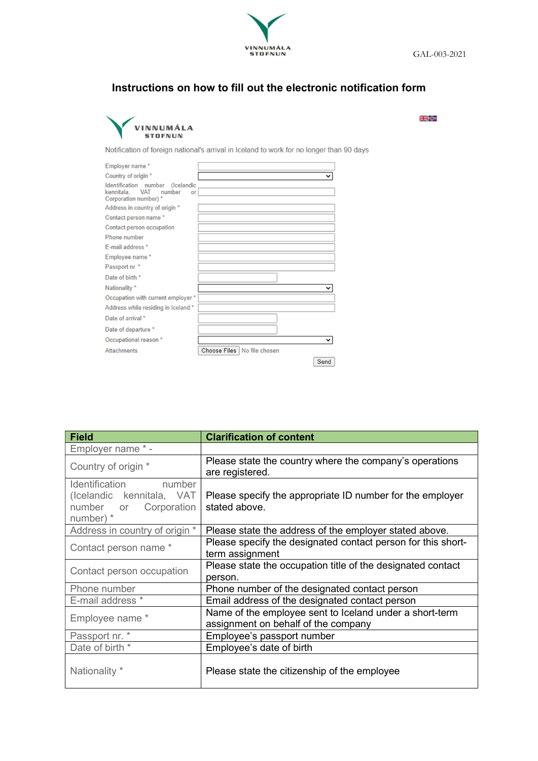VINNUMÁLA STOFNUN

GAL-003-2021

## Instructions on how to fill out the electronic notification form

VINNUMÁLA STOFNUN

Notification of foreign national's arrival in Iceland to work for no longer than 90 days

Employer name *
Country of origin *
Identification number (Icelandic kennitala, VAT number or Corporation number) *
Address in country of origin *
Contact person name *
Contact person occupation
Phone number
E-mail address *
Employee name *
Passport nr. *
Date of birth *
Nationality *
Occupation with current employer *
Address while residing in Iceland *
Date of arrival *
Date of departure *
Occupational reason *
Attachments — Choose Files No file chosen

Send

| Field | Clarification of content |
|---|---|
| Employer name * - | |
| Country of origin * | Please state the country where the company's operations are registered. |
| Identification number (Icelandic kennitala, VAT number or Corporation number) * | Please specify the appropriate ID number for the employer stated above. |
| Address in country of origin * | Please state the address of the employer stated above. |
| Contact person name * | Please specify the designated contact person for this short-term assignment |
| Contact person occupation | Please state the occupation title of the designated contact person. |
| Phone number | Phone number of the designated contact person |
| E-mail address * | Email address of the designated contact person |
| Employee name * | Name of the employee sent to Iceland under a short-term assignment on behalf of the company |
| Passport nr. * | Employee's passport number |
| Date of birth * | Employee's date of birth |
| Nationality * | Please state the citizenship of the employee |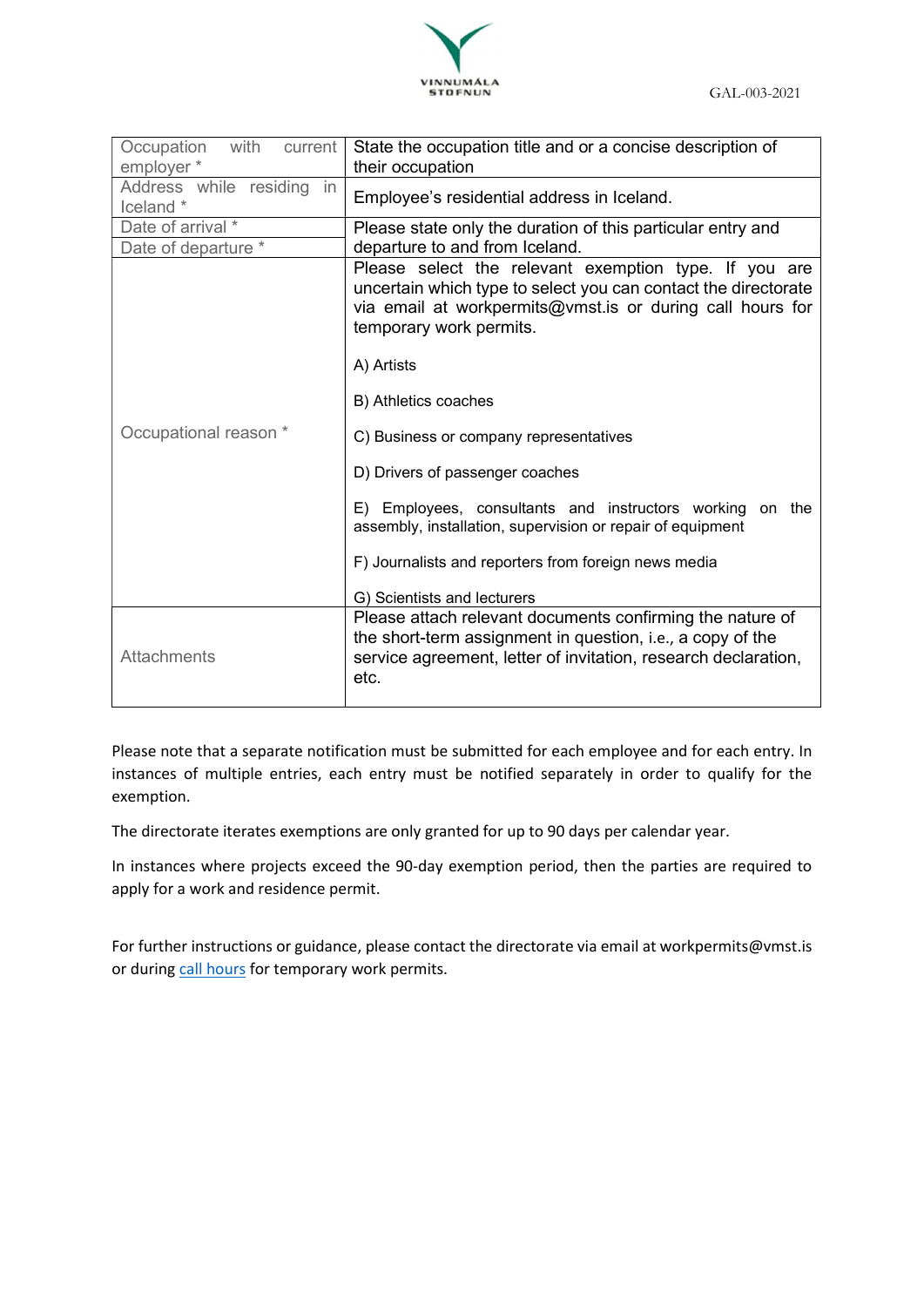| | |
|---|---|
| Occupation with current employer * | State the occupation title and or a concise description of their occupation |
| Address while residing in Iceland * | Employee's residential address in Iceland. |
| Date of arrival *<br>Date of departure * | Please state only the duration of this particular entry and departure to and from Iceland. |
| Occupational reason * | Please select the relevant exemption type. If you are uncertain which type to select you can contact the directorate via email at workpermits@vmst.is or during call hours for temporary work permits.<br><br>A) Artists<br><br>B) Athletics coaches<br><br>C) Business or company representatives<br><br>D) Drivers of passenger coaches<br><br>E) Employees, consultants and instructors working on the assembly, installation, supervision or repair of equipment<br><br>F) Journalists and reporters from foreign news media<br><br>G) Scientists and lecturers |
| Attachments | Please attach relevant documents confirming the nature of the short-term assignment in question, i.e., a copy of the service agreement, letter of invitation, research declaration, etc. |

Please note that a separate notification must be submitted for each employee and for each entry. In instances of multiple entries, each entry must be notified separately in order to qualify for the exemption.

The directorate iterates exemptions are only granted for up to 90 days per calendar year.

In instances where projects exceed the 90-day exemption period, then the parties are required to apply for a work and residence permit.

For further instructions or guidance, please contact the directorate via email at workpermits@vmst.is or during call hours for temporary work permits.